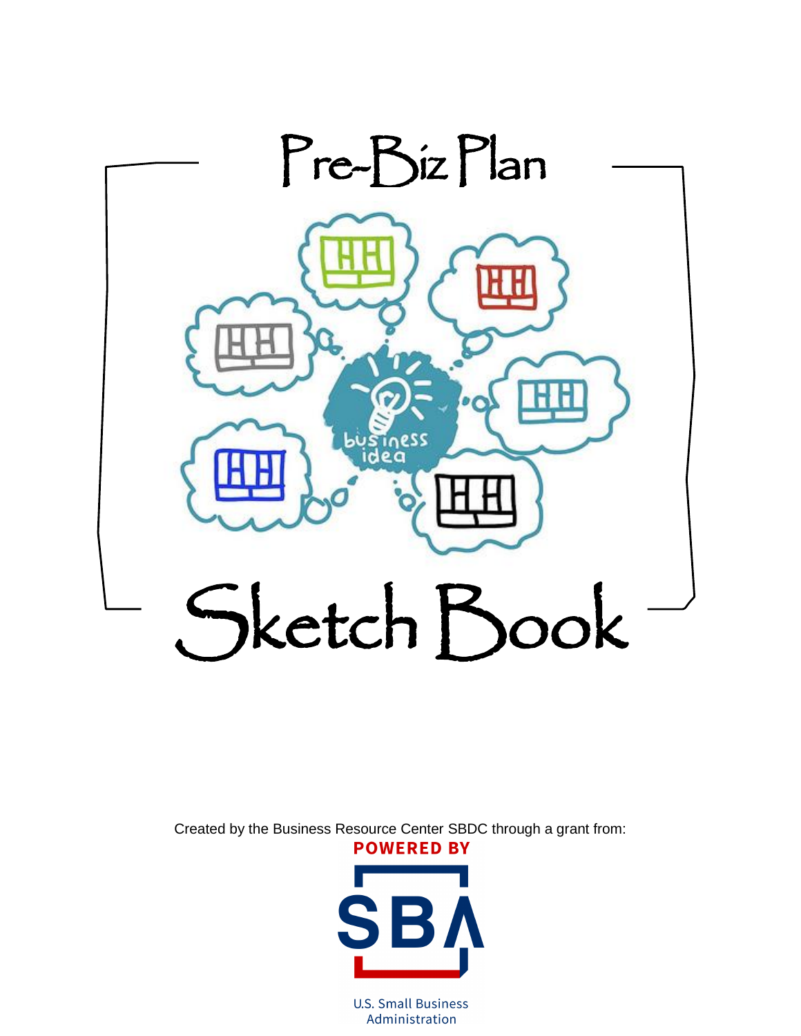# Pre-Biz Plan

# Sketch Book

Created by the Business Resource Center SBDC through a grant from:

POWERED BY

SBA

U.S. Small Business Administration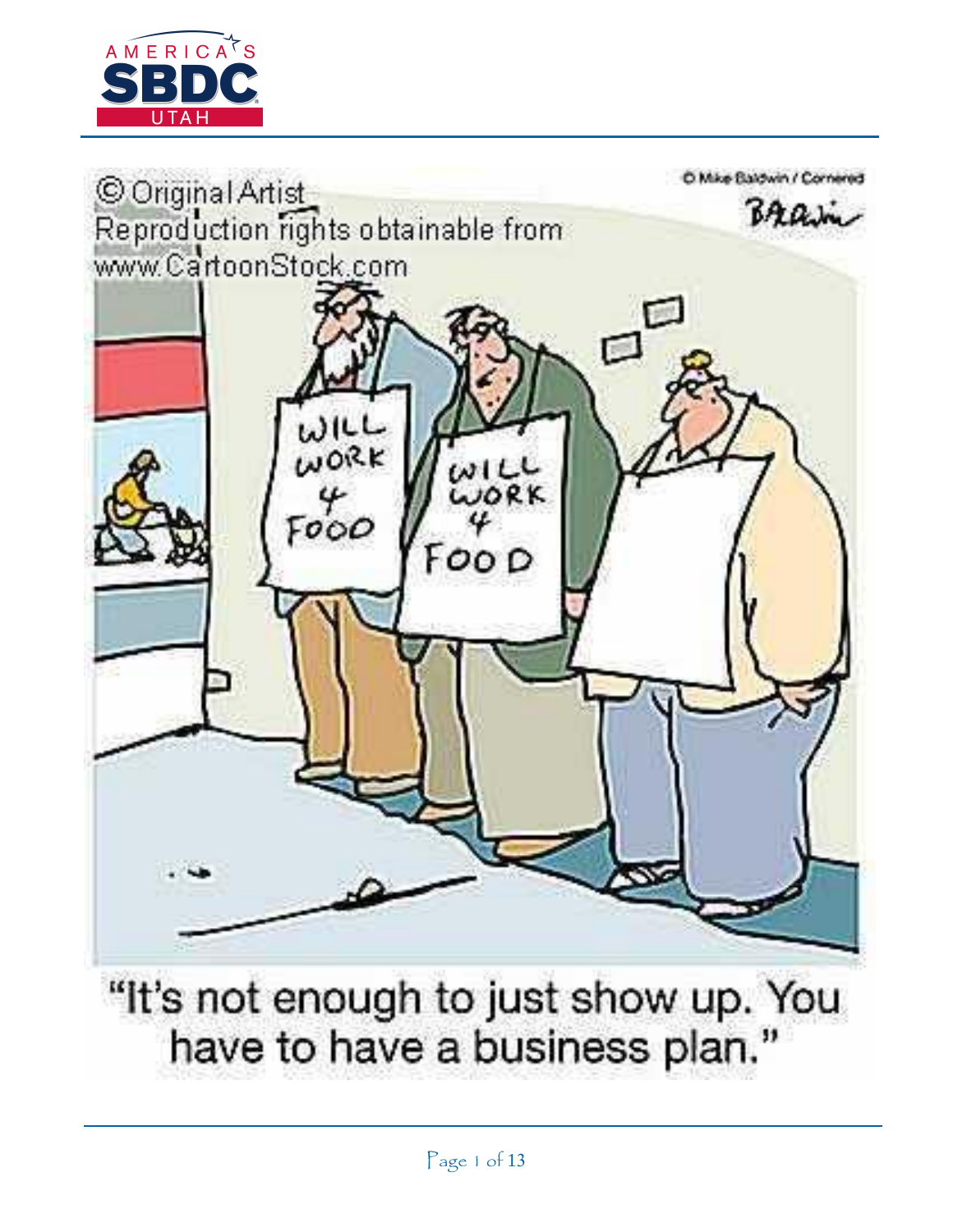© Original Artist
Reproduction rights obtainable from
www.CartoonStock.com

© Mike Baldwin / Cornered

"It's not enough to just show up. You have to have a business plan."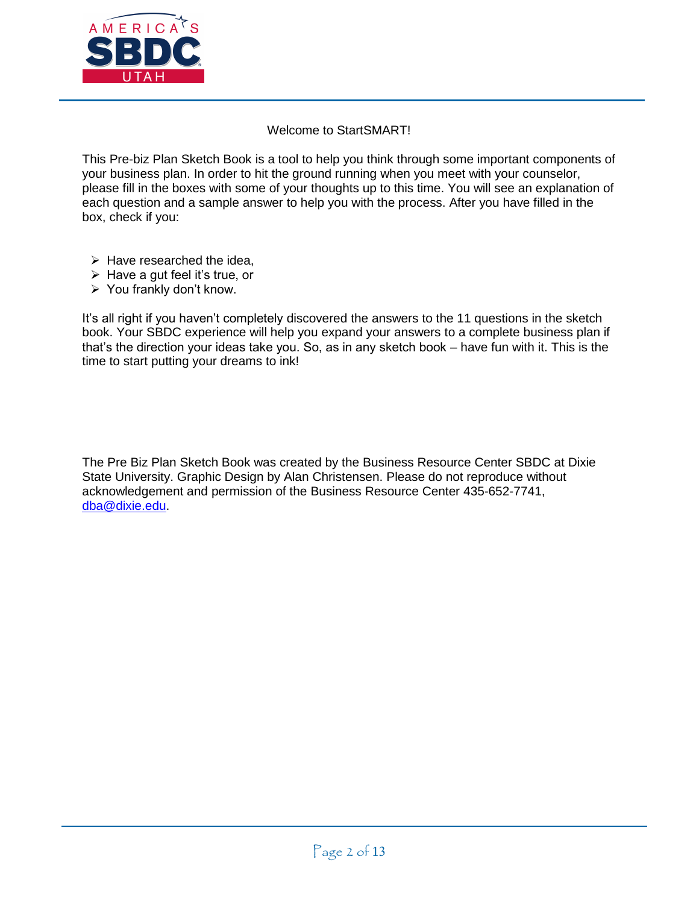Welcome to StartSMART!

This Pre-biz Plan Sketch Book is a tool to help you think through some important components of your business plan. In order to hit the ground running when you meet with your counselor, please fill in the boxes with some of your thoughts up to this time. You will see an explanation of each question and a sample answer to help you with the process. After you have filled in the box, check if you:

- Have researched the idea,
- Have a gut feel it's true, or
- You frankly don't know.

It's all right if you haven't completely discovered the answers to the 11 questions in the sketch book. Your SBDC experience will help you expand your answers to a complete business plan if that's the direction your ideas take you. So, as in any sketch book – have fun with it. This is the time to start putting your dreams to ink!

The Pre Biz Plan Sketch Book was created by the Business Resource Center SBDC at Dixie State University. Graphic Design by Alan Christensen. Please do not reproduce without acknowledgement and permission of the Business Resource Center 435-652-7741, dba@dixie.edu.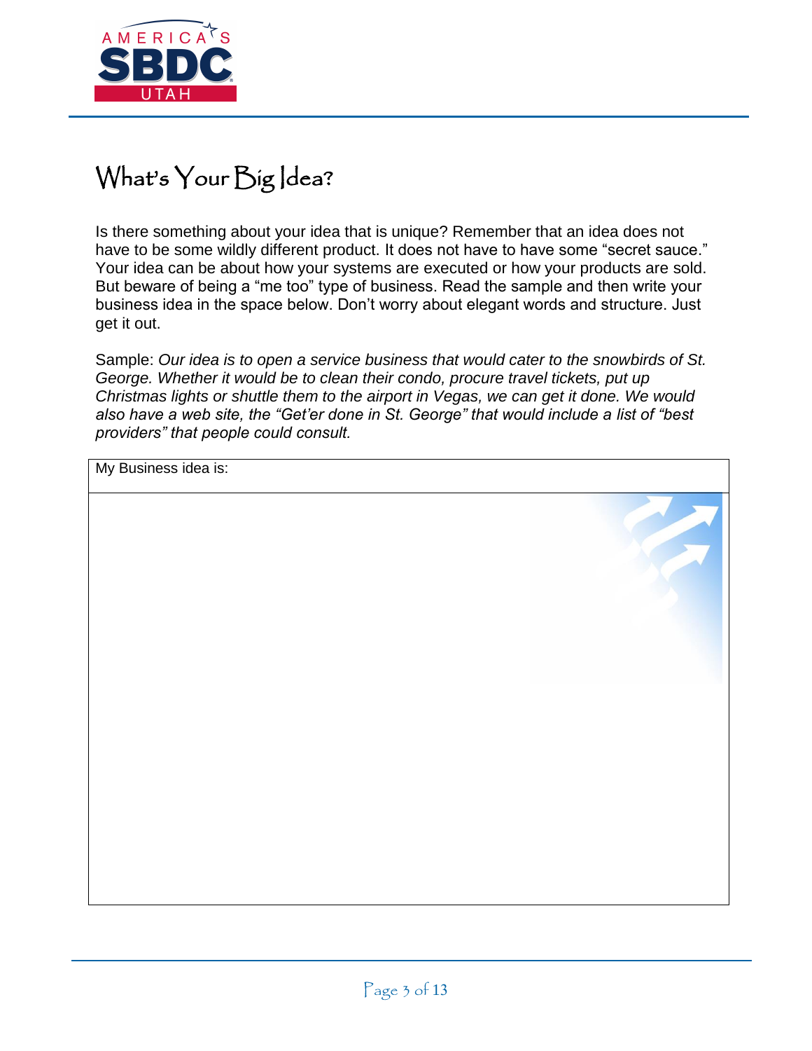# What's Your Big Idea?

Is there something about your idea that is unique? Remember that an idea does not have to be some wildly different product. It does not have to have some "secret sauce." Your idea can be about how your systems are executed or how your products are sold. But beware of being a "me too" type of business. Read the sample and then write your business idea in the space below. Don't worry about elegant words and structure. Just get it out.

Sample: *Our idea is to open a service business that would cater to the snowbirds of St. George. Whether it would be to clean their condo, procure travel tickets, put up Christmas lights or shuttle them to the airport in Vegas, we can get it done. We would also have a web site, the "Get'er done in St. George" that would include a list of "best providers" that people could consult.*

| My Business idea is: |
| --- |
| |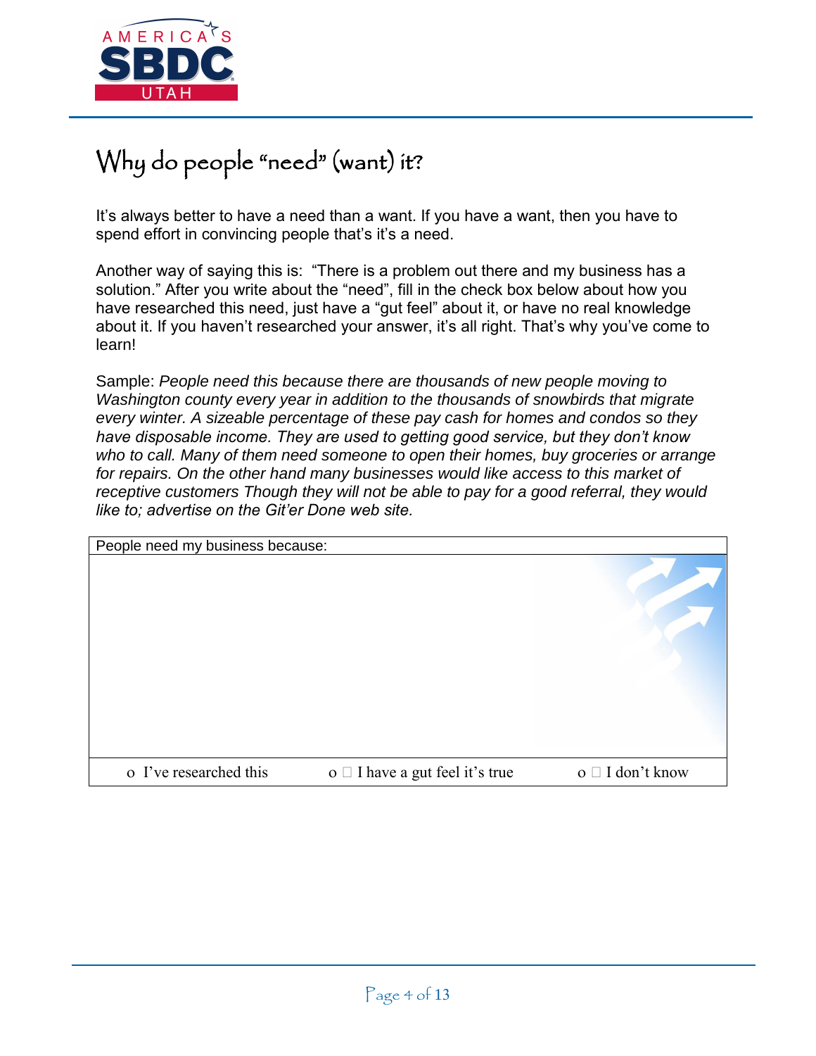# Why do people "need" (want) it?

It's always better to have a need than a want. If you have a want, then you have to spend effort in convincing people that's it's a need.

Another way of saying this is: "There is a problem out there and my business has a solution." After you write about the "need", fill in the check box below about how you have researched this need, just have a "gut feel" about it, or have no real knowledge about it. If you haven't researched your answer, it's all right. That's why you've come to learn!

Sample: *People need this because there are thousands of new people moving to Washington county every year in addition to the thousands of snowbirds that migrate every winter. A sizeable percentage of these pay cash for homes and condos so they have disposable income. They are used to getting good service, but they don't know who to call. Many of them need someone to open their homes, buy groceries or arrange for repairs. On the other hand many businesses would like access to this market of receptive customers Though they will not be able to pay for a good referral, they would like to; advertise on the Git'er Done web site.*

| People need my business because: | | |
|---|---|---|
| | | |
| o I've researched this | o ☐ I have a gut feel it's true | o ☐ I don't know |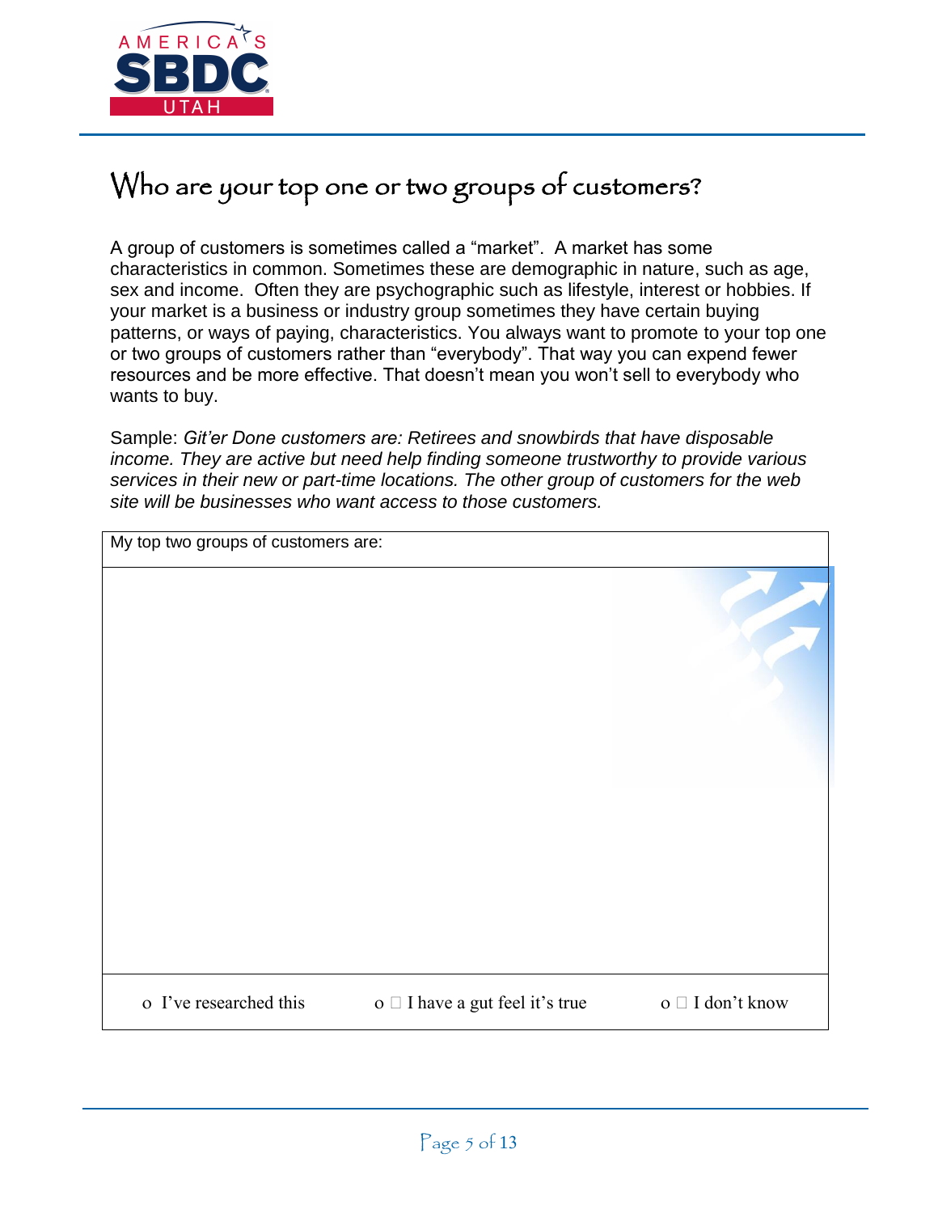# Who are your top one or two groups of customers?

A group of customers is sometimes called a "market". A market has some characteristics in common. Sometimes these are demographic in nature, such as age, sex and income. Often they are psychographic such as lifestyle, interest or hobbies. If your market is a business or industry group sometimes they have certain buying patterns, or ways of paying, characteristics. You always want to promote to your top one or two groups of customers rather than "everybody". That way you can expend fewer resources and be more effective. That doesn't mean you won't sell to everybody who wants to buy.

Sample: *Git'er Done customers are: Retirees and snowbirds that have disposable income. They are active but need help finding someone trustworthy to provide various services in their new or part-time locations. The other group of customers for the web site will be businesses who want access to those customers.*

| My top two groups of customers are: | | |
| --- | --- | --- |
| | | |
| o I've researched this | o I have a gut feel it's true | o I don't know |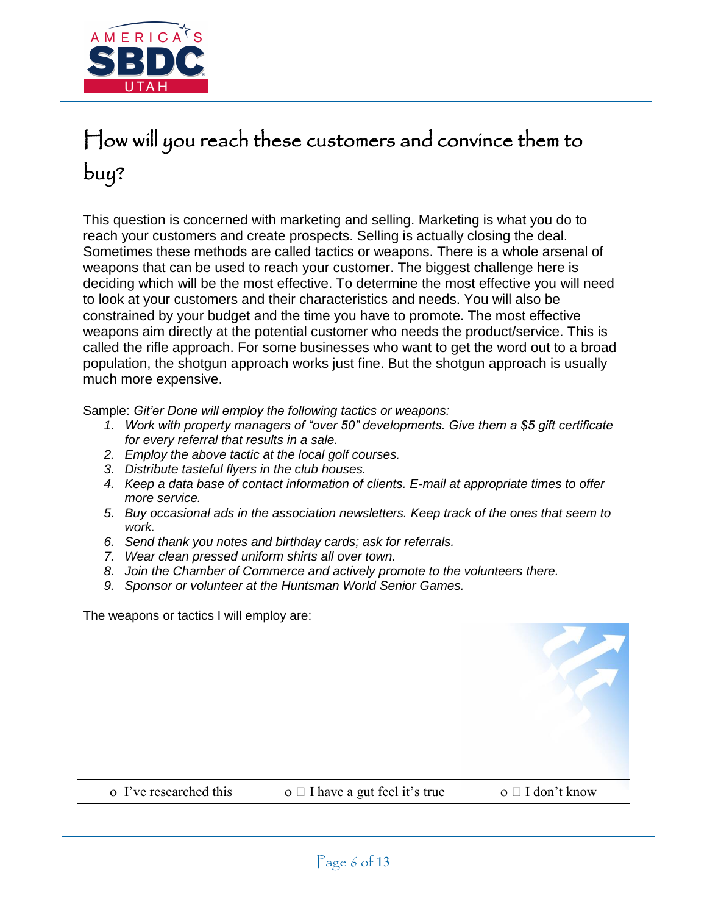# How will you reach these customers and convince them to buy?

This question is concerned with marketing and selling. Marketing is what you do to reach your customers and create prospects. Selling is actually closing the deal. Sometimes these methods are called tactics or weapons. There is a whole arsenal of weapons that can be used to reach your customer. The biggest challenge here is deciding which will be the most effective. To determine the most effective you will need to look at your customers and their characteristics and needs. You will also be constrained by your budget and the time you have to promote. The most effective weapons aim directly at the potential customer who needs the product/service. This is called the rifle approach. For some businesses who want to get the word out to a broad population, the shotgun approach works just fine. But the shotgun approach is usually much more expensive.

Sample: *Git'er Done will employ the following tactics or weapons:*

1. *Work with property managers of "over 50" developments. Give them a $5 gift certificate for every referral that results in a sale.*
2. *Employ the above tactic at the local golf courses.*
3. *Distribute tasteful flyers in the club houses.*
4. *Keep a data base of contact information of clients. E-mail at appropriate times to offer more service.*
5. *Buy occasional ads in the association newsletters. Keep track of the ones that seem to work.*
6. *Send thank you notes and birthday cards; ask for referrals.*
7. *Wear clean pressed uniform shirts all over town.*
8. *Join the Chamber of Commerce and actively promote to the volunteers there.*
9. *Sponsor or volunteer at the Huntsman World Senior Games.*

| The weapons or tactics I will employ are: | | |
|---|---|---|
| | | |
| o I've researched this | o ☐ I have a gut feel it's true | o ☐ I don't know |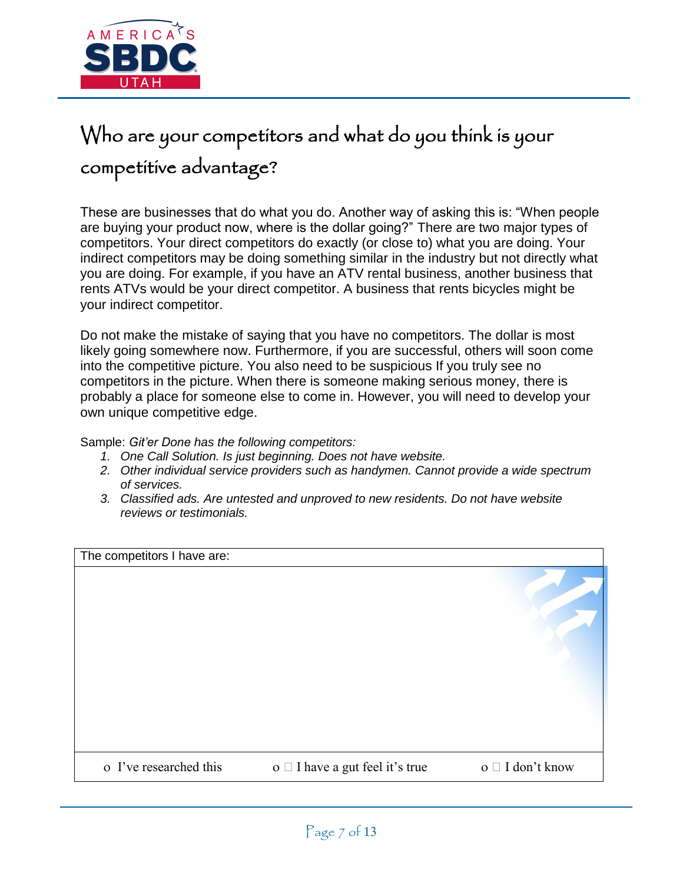# Who are your competitors and what do you think is your competitive advantage?

These are businesses that do what you do. Another way of asking this is: "When people are buying your product now, where is the dollar going?" There are two major types of competitors. Your direct competitors do exactly (or close to) what you are doing. Your indirect competitors may be doing something similar in the industry but not directly what you are doing. For example, if you have an ATV rental business, another business that rents ATVs would be your direct competitor. A business that rents bicycles might be your indirect competitor.

Do not make the mistake of saying that you have no competitors. The dollar is most likely going somewhere now. Furthermore, if you are successful, others will soon come into the competitive picture. You also need to be suspicious If you truly see no competitors in the picture. When there is someone making serious money, there is probably a place for someone else to come in. However, you will need to develop your own unique competitive edge.

Sample: *Git'er Done has the following competitors:*

1. *One Call Solution. Is just beginning. Does not have website.*
2. *Other individual service providers such as handymen. Cannot provide a wide spectrum of services.*
3. *Classified ads. Are untested and unproved to new residents. Do not have website reviews or testimonials.*

| The competitors I have are: | | |
|---|---|---|
| | | |
| o I've researched this | o I have a gut feel it's true | o I don't know |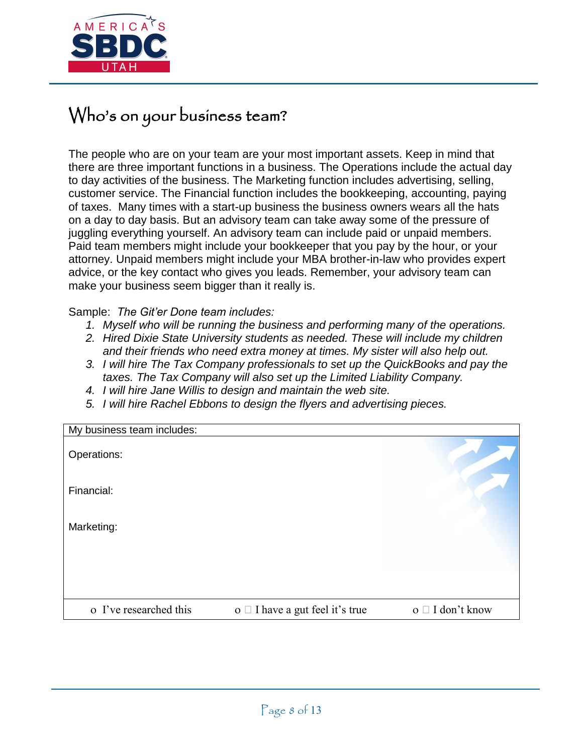# Who's on your business team?

The people who are on your team are your most important assets. Keep in mind that there are three important functions in a business. The Operations include the actual day to day activities of the business. The Marketing function includes advertising, selling, customer service. The Financial function includes the bookkeeping, accounting, paying of taxes. Many times with a start-up business the business owners wears all the hats on a day to day basis. But an advisory team can take away some of the pressure of juggling everything yourself. An advisory team can include paid or unpaid members. Paid team members might include your bookkeeper that you pay by the hour, or your attorney. Unpaid members might include your MBA brother-in-law who provides expert advice, or the key contact who gives you leads. Remember, your advisory team can make your business seem bigger than it really is.

Sample: *The Git'er Done team includes:*

1. *Myself who will be running the business and performing many of the operations.*
2. *Hired Dixie State University students as needed. These will include my children and their friends who need extra money at times. My sister will also help out.*
3. *I will hire The Tax Company professionals to set up the QuickBooks and pay the taxes. The Tax Company will also set up the Limited Liability Company.*
4. *I will hire Jane Willis to design and maintain the web site.*
5. *I will hire Rachel Ebbons to design the flyers and advertising pieces.*

| My business team includes: | | |
|---|---|---|
| Operations:<br><br>Financial:<br><br>Marketing: | | |
| o I've researched this | o ☐ I have a gut feel it's true | o ☐ I don't know |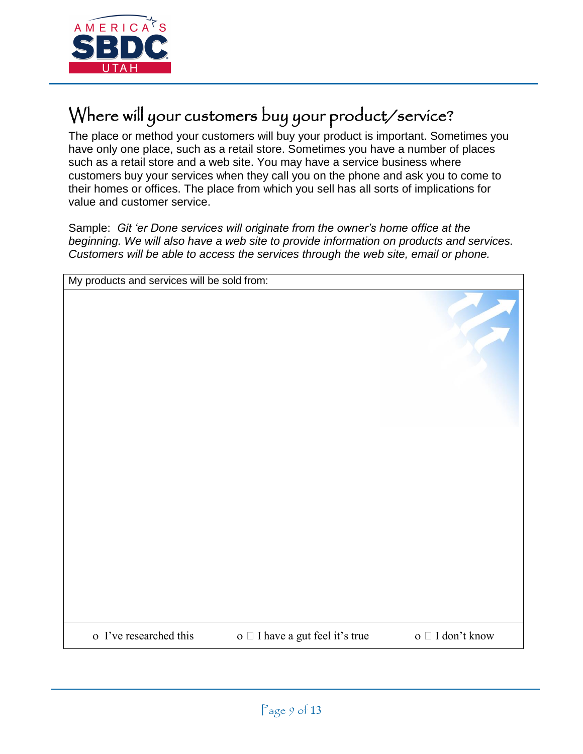# Where will your customers buy your product/service?

The place or method your customers will buy your product is important. Sometimes you have only one place, such as a retail store. Sometimes you have a number of places such as a retail store and a web site. You may have a service business where customers buy your services when they call you on the phone and ask you to come to their homes or offices. The place from which you sell has all sorts of implications for value and customer service.

Sample: *Git 'er Done services will originate from the owner's home office at the beginning. We will also have a web site to provide information on products and services. Customers will be able to access the services through the web site, email or phone.*

| My products and services will be sold from: | | |
|---|---|---|
| | | |
| o I've researched this | o ☐ I have a gut feel it's true | o ☐ I don't know |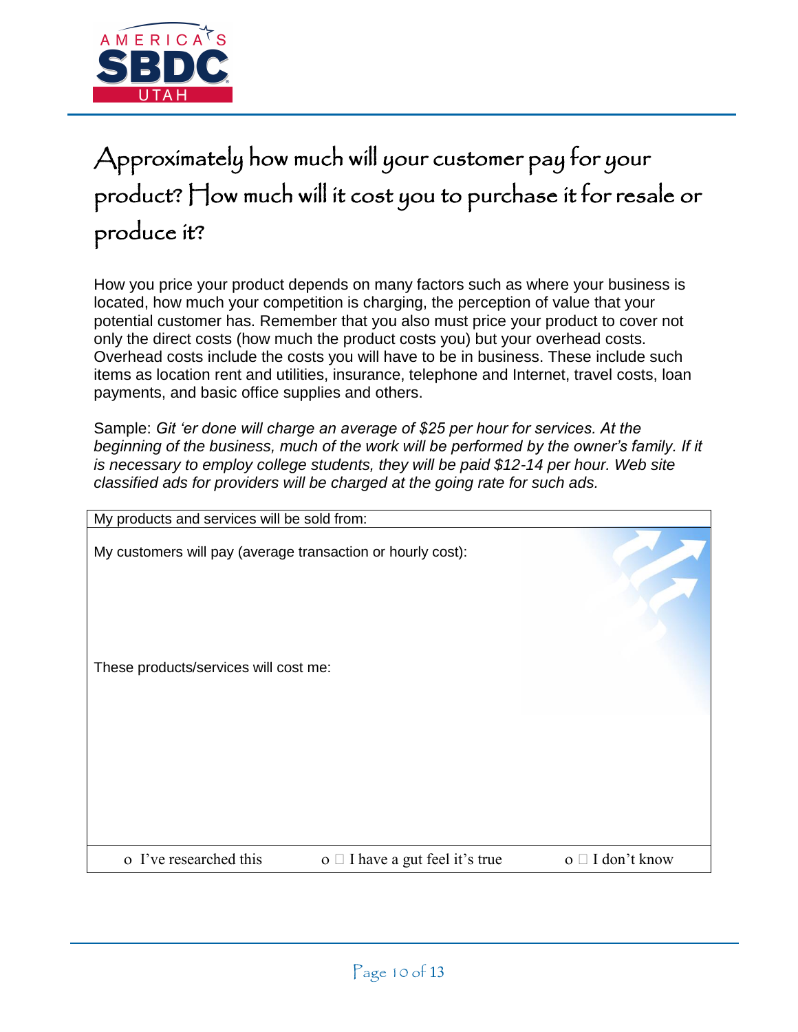# Approximately how much will your customer pay for your product? How much will it cost you to purchase it for resale or produce it?

How you price your product depends on many factors such as where your business is located, how much your competition is charging, the perception of value that your potential customer has. Remember that you also must price your product to cover not only the direct costs (how much the product costs you) but your overhead costs. Overhead costs include the costs you will have to be in business. These include such items as location rent and utilities, insurance, telephone and Internet, travel costs, loan payments, and basic office supplies and others.

Sample: *Git 'er done will charge an average of $25 per hour for services. At the beginning of the business, much of the work will be performed by the owner's family. If it is necessary to employ college students, they will be paid $12-14 per hour. Web site classified ads for providers will be charged at the going rate for such ads.*

| My products and services will be sold from: | | |
|---|---|---|
| My customers will pay (average transaction or hourly cost):<br><br><br><br>These products/services will cost me: | | |
| o I've researched this | o ☐ I have a gut feel it's true | o ☐ I don't know |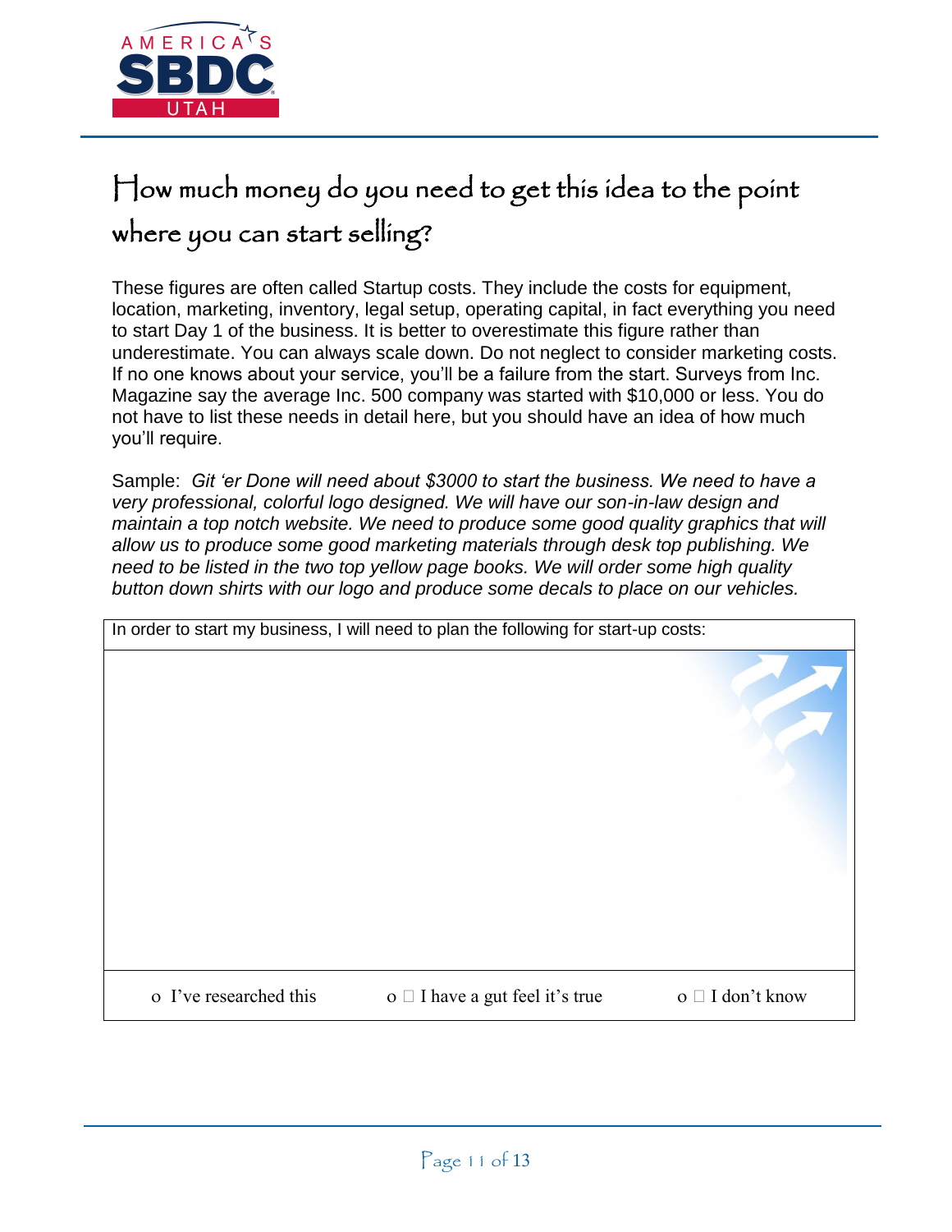# How much money do you need to get this idea to the point where you can start selling?

These figures are often called Startup costs. They include the costs for equipment, location, marketing, inventory, legal setup, operating capital, in fact everything you need to start Day 1 of the business. It is better to overestimate this figure rather than underestimate. You can always scale down. Do not neglect to consider marketing costs. If no one knows about your service, you'll be a failure from the start. Surveys from Inc. Magazine say the average Inc. 500 company was started with $10,000 or less. You do not have to list these needs in detail here, but you should have an idea of how much you'll require.

Sample: *Git 'er Done will need about $3000 to start the business. We need to have a very professional, colorful logo designed. We will have our son-in-law design and maintain a top notch website. We need to produce some good quality graphics that will allow us to produce some good marketing materials through desk top publishing. We need to be listed in the two top yellow page books. We will order some high quality button down shirts with our logo and produce some decals to place on our vehicles.*

| In order to start my business, I will need to plan the following for start-up costs: | | |
| --- | --- | --- |
| | | |
| o I've researched this | o I have a gut feel it's true | o I don't know |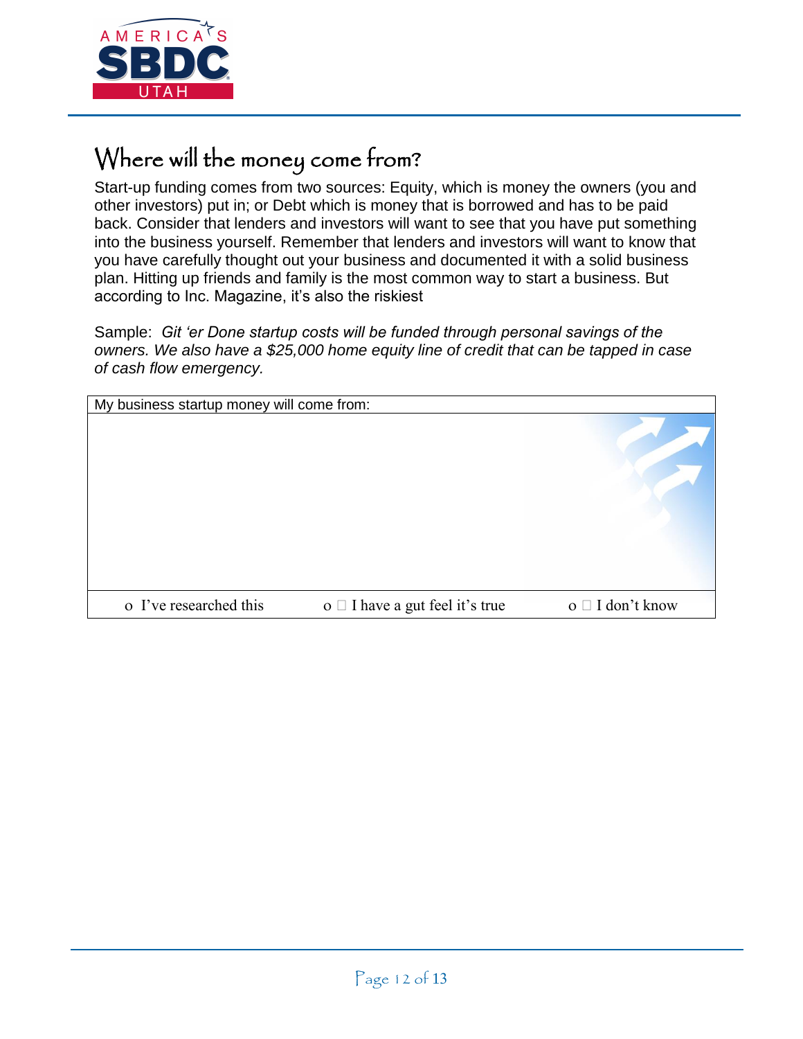## Where will the money come from?

Start-up funding comes from two sources: Equity, which is money the owners (you and other investors) put in; or Debt which is money that is borrowed and has to be paid back. Consider that lenders and investors will want to see that you have put something into the business yourself. Remember that lenders and investors will want to know that you have carefully thought out your business and documented it with a solid business plan. Hitting up friends and family is the most common way to start a business. But according to Inc. Magazine, it's also the riskiest

Sample: *Git 'er Done startup costs will be funded through personal savings of the owners. We also have a $25,000 home equity line of credit that can be tapped in case of cash flow emergency.*

| My business startup money will come from: | | |
|---|---|---|
| | | |
| o I've researched this | o ☐ I have a gut feel it's true | o ☐ I don't know |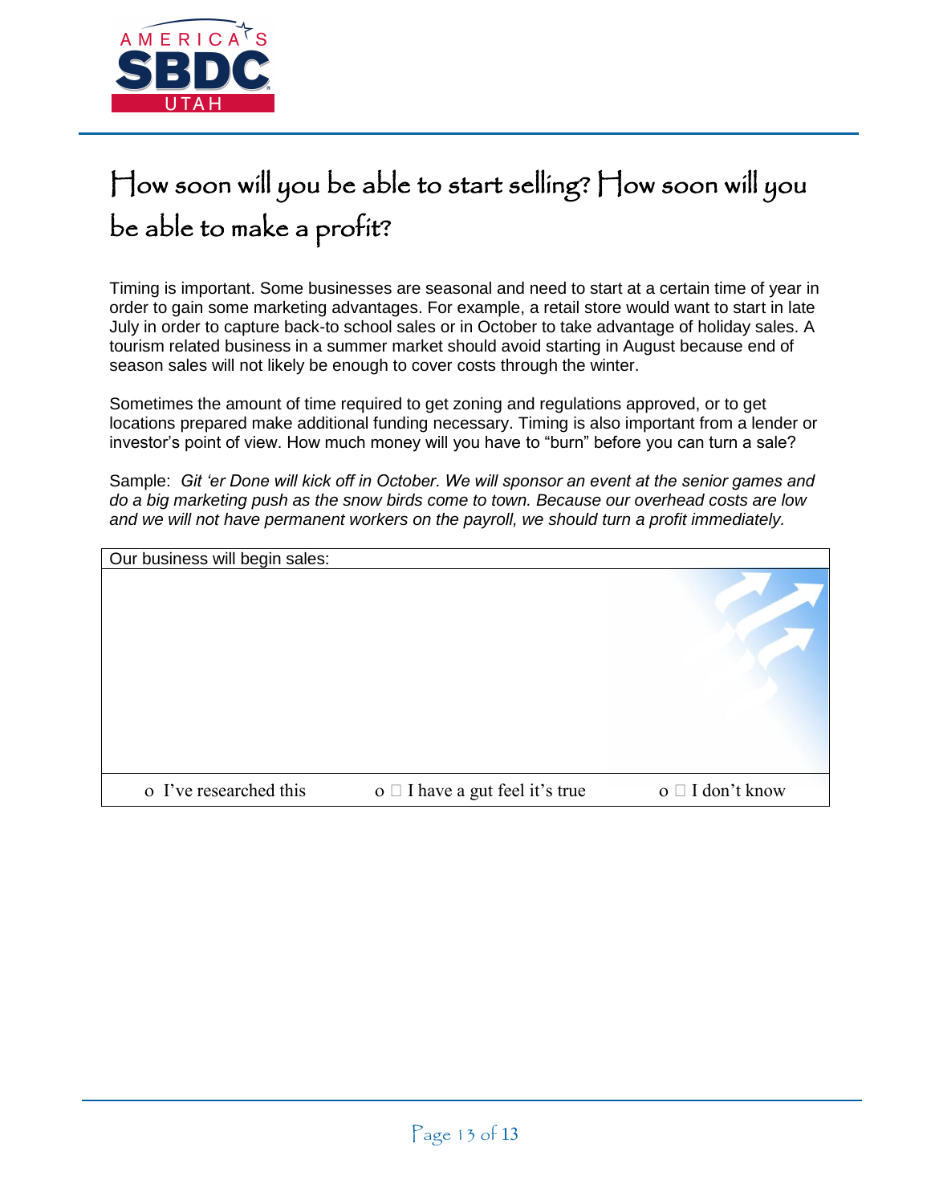## How soon will you be able to start selling? How soon will you be able to make a profit?

Timing is important. Some businesses are seasonal and need to start at a certain time of year in order to gain some marketing advantages. For example, a retail store would want to start in late July in order to capture back-to school sales or in October to take advantage of holiday sales. A tourism related business in a summer market should avoid starting in August because end of season sales will not likely be enough to cover costs through the winter.

Sometimes the amount of time required to get zoning and regulations approved, or to get locations prepared make additional funding necessary. Timing is also important from a lender or investor's point of view. How much money will you have to "burn" before you can turn a sale?

Sample: *Git 'er Done will kick off in October. We will sponsor an event at the senior games and do a big marketing push as the snow birds come to town. Because our overhead costs are low and we will not have permanent workers on the payroll, we should turn a profit immediately.*

| Our business will begin sales: | | |
|---|---|---|
| | | |
| o I've researched this | o □ I have a gut feel it's true | o □ I don't know |